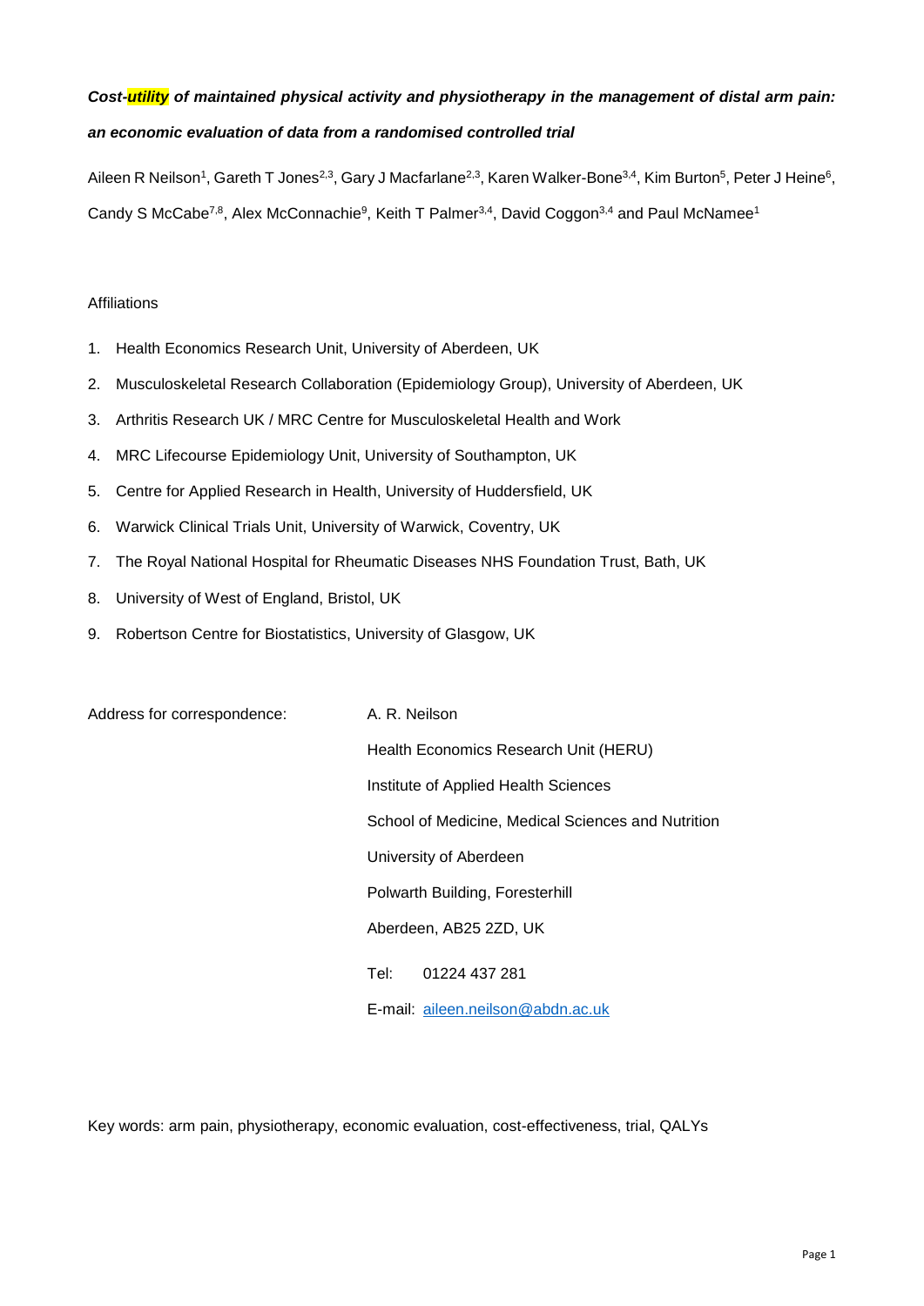***Cost-utility of maintained physical activity and physiotherapy in the management of distal arm pain: an economic evaluation of data from a randomised controlled trial***

Aileen R Neilson[1], Gareth T Jones[2,3], Gary J Macfarlane[2,3], Karen Walker-Bone[3,4], Kim Burton[5], Peter J Heine[6], Candy S McCabe[7,8], Alex McConnachie[9], Keith T Palmer[3,4], David Coggon[3,4] and Paul McNamee[1]

Affiliations

1. Health Economics Research Unit, University of Aberdeen, UK
2. Musculoskeletal Research Collaboration (Epidemiology Group), University of Aberdeen, UK
3. Arthritis Research UK / MRC Centre for Musculoskeletal Health and Work
4. MRC Lifecourse Epidemiology Unit, University of Southampton, UK
5. Centre for Applied Research in Health, University of Huddersfield, UK
6. Warwick Clinical Trials Unit, University of Warwick, Coventry, UK
7. The Royal National Hospital for Rheumatic Diseases NHS Foundation Trust, Bath, UK
8. University of West of England, Bristol, UK
9. Robertson Centre for Biostatistics, University of Glasgow, UK

Address for correspondence:

A. R. Neilson
Health Economics Research Unit (HERU)
Institute of Applied Health Sciences
School of Medicine, Medical Sciences and Nutrition
University of Aberdeen
Polwarth Building, Foresterhill
Aberdeen, AB25 2ZD, UK

Tel: 01224 437 281

E-mail: aileen.neilson@abdn.ac.uk

Key words: arm pain, physiotherapy, economic evaluation, cost-effectiveness, trial, QALYs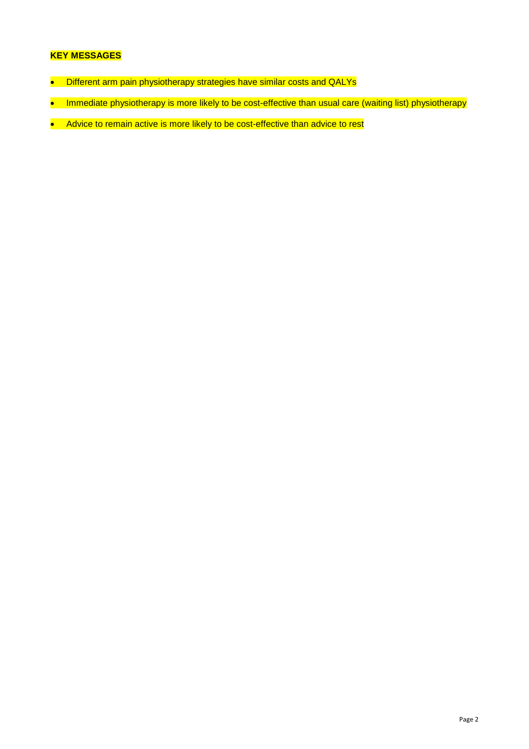## KEY MESSAGES

- Different arm pain physiotherapy strategies have similar costs and QALYs
- Immediate physiotherapy is more likely to be cost-effective than usual care (waiting list) physiotherapy
- Advice to remain active is more likely to be cost-effective than advice to rest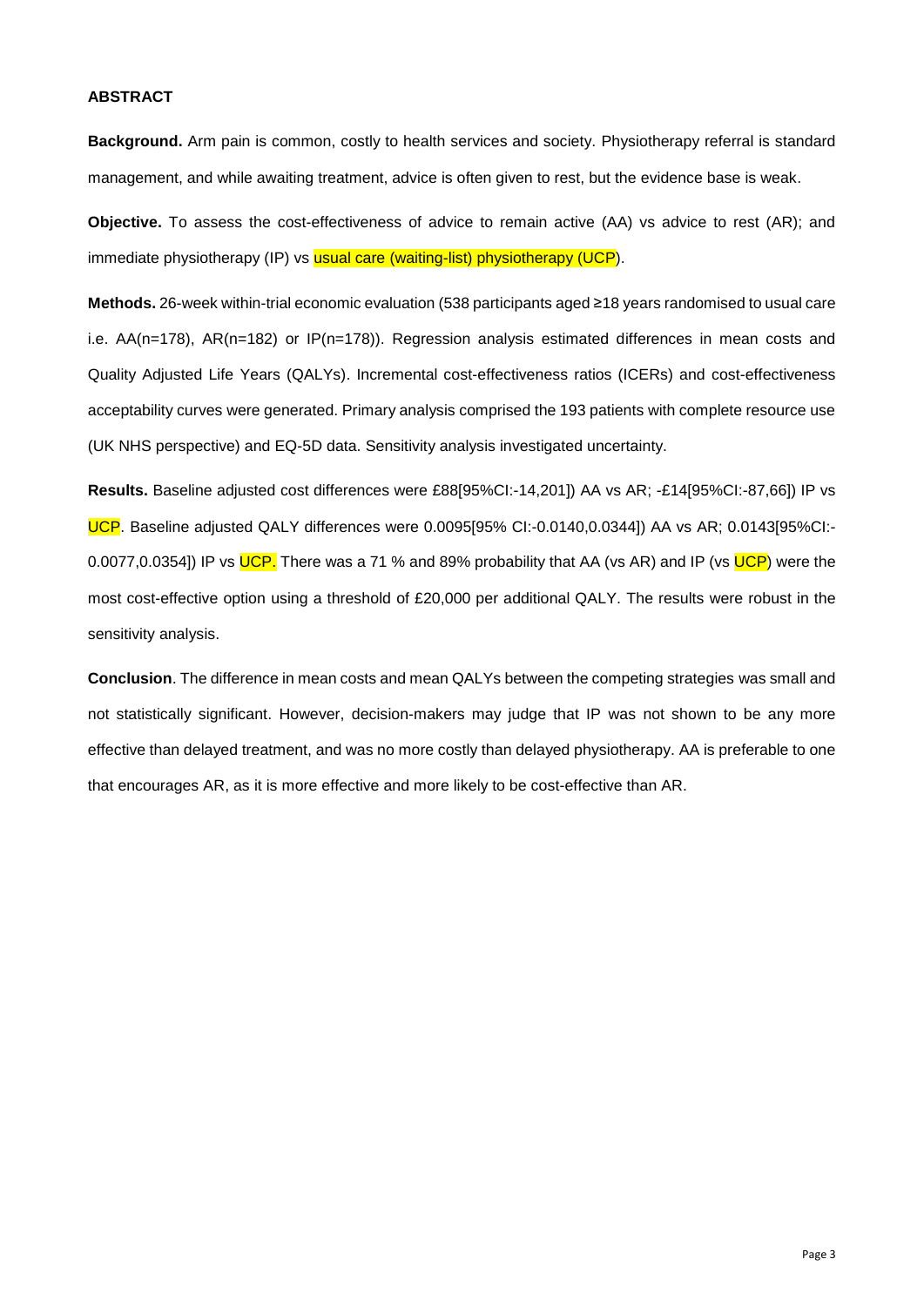## ABSTRACT

**Background.** Arm pain is common, costly to health services and society. Physiotherapy referral is standard management, and while awaiting treatment, advice is often given to rest, but the evidence base is weak.

**Objective.** To assess the cost-effectiveness of advice to remain active (AA) vs advice to rest (AR); and immediate physiotherapy (IP) vs usual care (waiting-list) physiotherapy (UCP).

**Methods.** 26-week within-trial economic evaluation (538 participants aged ≥18 years randomised to usual care i.e. AA(n=178), AR(n=182) or IP(n=178)). Regression analysis estimated differences in mean costs and Quality Adjusted Life Years (QALYs). Incremental cost-effectiveness ratios (ICERs) and cost-effectiveness acceptability curves were generated. Primary analysis comprised the 193 patients with complete resource use (UK NHS perspective) and EQ-5D data. Sensitivity analysis investigated uncertainty.

**Results.** Baseline adjusted cost differences were £88[95%CI:-14,201]) AA vs AR; -£14[95%CI:-87,66]) IP vs UCP. Baseline adjusted QALY differences were 0.0095[95% CI:-0.0140,0.0344]) AA vs AR; 0.0143[95%CI:-0.0077,0.0354]) IP vs UCP. There was a 71 % and 89% probability that AA (vs AR) and IP (vs UCP) were the most cost-effective option using a threshold of £20,000 per additional QALY. The results were robust in the sensitivity analysis.

**Conclusion**. The difference in mean costs and mean QALYs between the competing strategies was small and not statistically significant. However, decision-makers may judge that IP was not shown to be any more effective than delayed treatment, and was no more costly than delayed physiotherapy. AA is preferable to one that encourages AR, as it is more effective and more likely to be cost-effective than AR.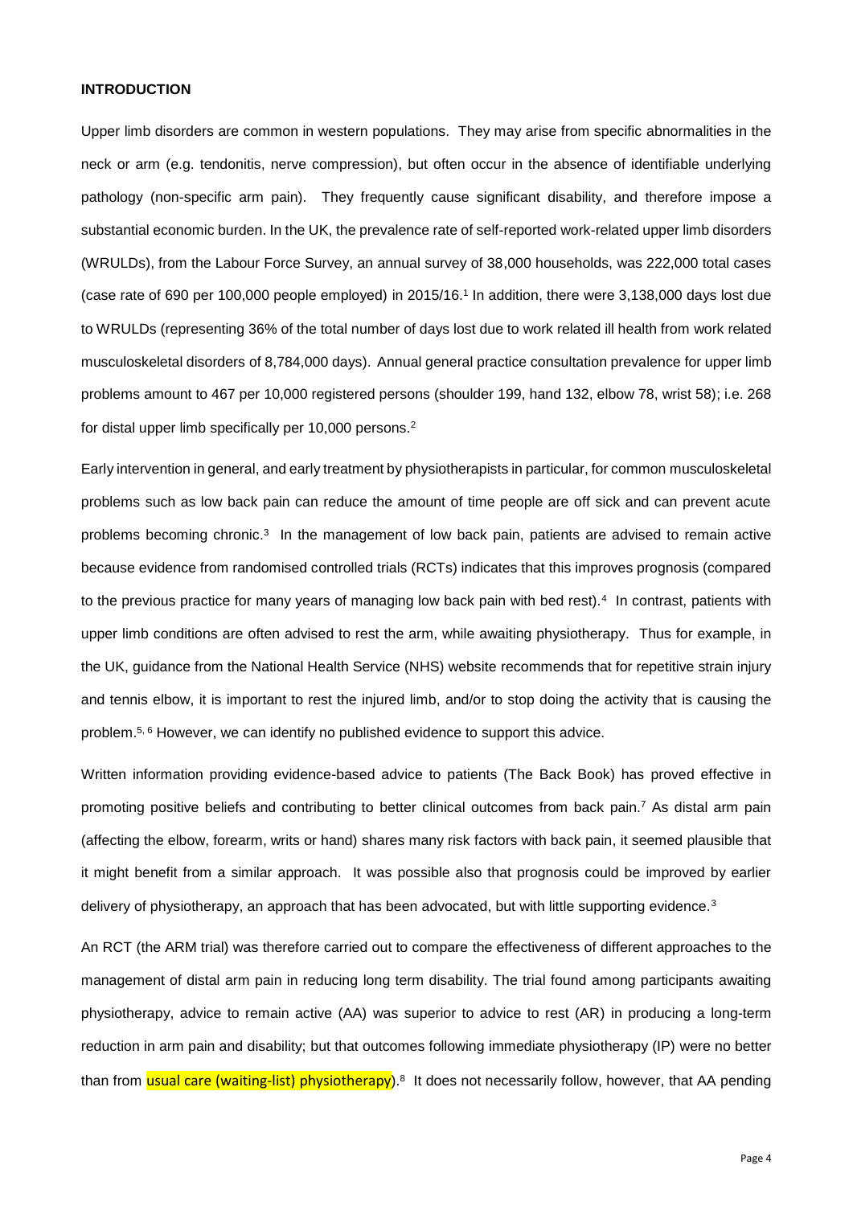**INTRODUCTION**

Upper limb disorders are common in western populations. They may arise from specific abnormalities in the neck or arm (e.g. tendonitis, nerve compression), but often occur in the absence of identifiable underlying pathology (non-specific arm pain). They frequently cause significant disability, and therefore impose a substantial economic burden. In the UK, the prevalence rate of self-reported work-related upper limb disorders (WRULDs), from the Labour Force Survey, an annual survey of 38,000 households, was 222,000 total cases (case rate of 690 per 100,000 people employed) in 2015/16.[1] In addition, there were 3,138,000 days lost due to WRULDs (representing 36% of the total number of days lost due to work related ill health from work related musculoskeletal disorders of 8,784,000 days). Annual general practice consultation prevalence for upper limb problems amount to 467 per 10,000 registered persons (shoulder 199, hand 132, elbow 78, wrist 58); i.e. 268 for distal upper limb specifically per 10,000 persons.[2]

Early intervention in general, and early treatment by physiotherapists in particular, for common musculoskeletal problems such as low back pain can reduce the amount of time people are off sick and can prevent acute problems becoming chronic.[3] In the management of low back pain, patients are advised to remain active because evidence from randomised controlled trials (RCTs) indicates that this improves prognosis (compared to the previous practice for many years of managing low back pain with bed rest).[4] In contrast, patients with upper limb conditions are often advised to rest the arm, while awaiting physiotherapy. Thus for example, in the UK, guidance from the National Health Service (NHS) website recommends that for repetitive strain injury and tennis elbow, it is important to rest the injured limb, and/or to stop doing the activity that is causing the problem.[5, 6] However, we can identify no published evidence to support this advice.

Written information providing evidence-based advice to patients (The Back Book) has proved effective in promoting positive beliefs and contributing to better clinical outcomes from back pain.[7] As distal arm pain (affecting the elbow, forearm, writs or hand) shares many risk factors with back pain, it seemed plausible that it might benefit from a similar approach. It was possible also that prognosis could be improved by earlier delivery of physiotherapy, an approach that has been advocated, but with little supporting evidence.[3]

An RCT (the ARM trial) was therefore carried out to compare the effectiveness of different approaches to the management of distal arm pain in reducing long term disability. The trial found among participants awaiting physiotherapy, advice to remain active (AA) was superior to advice to rest (AR) in producing a long-term reduction in arm pain and disability; but that outcomes following immediate physiotherapy (IP) were no better than from usual care (waiting-list) physiotherapy).[8] It does not necessarily follow, however, that AA pending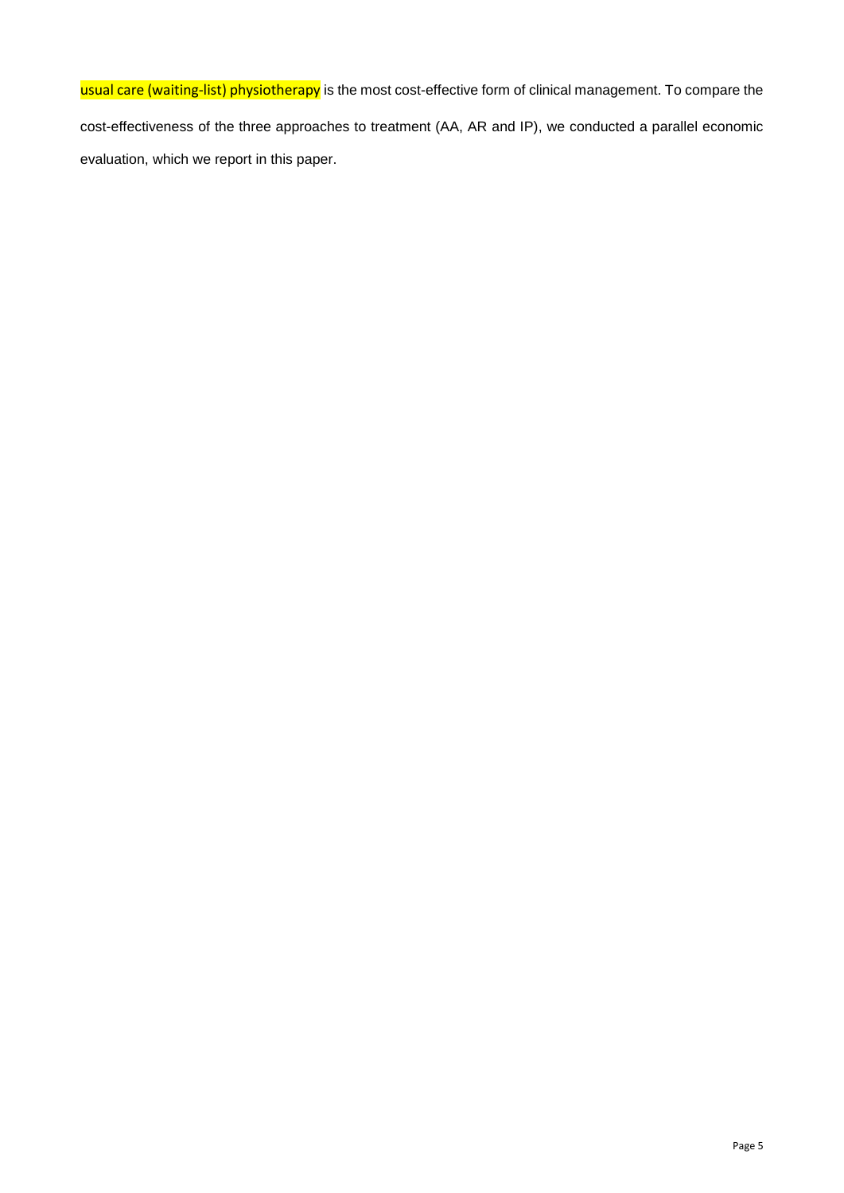usual care (waiting-list) physiotherapy is the most cost-effective form of clinical management. To compare the cost-effectiveness of the three approaches to treatment (AA, AR and IP), we conducted a parallel economic evaluation, which we report in this paper.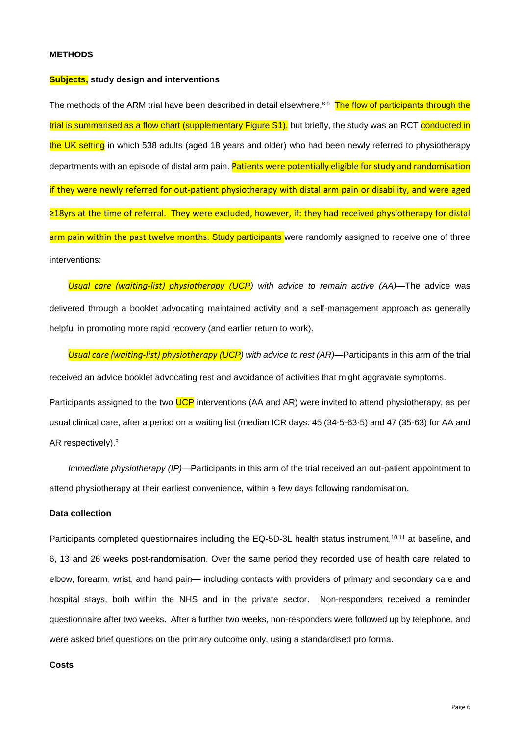## METHODS

### Subjects, study design and interventions

The methods of the ARM trial have been described in detail elsewhere.[8,9] The flow of participants through the trial is summarised as a flow chart (supplementary Figure S1), but briefly, the study was an RCT conducted in the UK setting in which 538 adults (aged 18 years and older) who had been newly referred to physiotherapy departments with an episode of distal arm pain. Patients were potentially eligible for study and randomisation if they were newly referred for out-patient physiotherapy with distal arm pain or disability, and were aged ≥18yrs at the time of referral. They were excluded, however, if: they had received physiotherapy for distal arm pain within the past twelve months. Study participants were randomly assigned to receive one of three interventions:

*Usual care (waiting-list) physiotherapy (UCP) with advice to remain active (AA)*—The advice was delivered through a booklet advocating maintained activity and a self-management approach as generally helpful in promoting more rapid recovery (and earlier return to work).

*Usual care (waiting-list) physiotherapy (UCP) with advice to rest (AR)*—Participants in this arm of the trial received an advice booklet advocating rest and avoidance of activities that might aggravate symptoms.

Participants assigned to the two UCP interventions (AA and AR) were invited to attend physiotherapy, as per usual clinical care, after a period on a waiting list (median ICR days: 45 (34·5-63·5) and 47 (35-63) for AA and AR respectively).[8]

*Immediate physiotherapy (IP)*—Participants in this arm of the trial received an out-patient appointment to attend physiotherapy at their earliest convenience, within a few days following randomisation.

### Data collection

Participants completed questionnaires including the EQ-5D-3L health status instrument,[10,11] at baseline, and 6, 13 and 26 weeks post-randomisation. Over the same period they recorded use of health care related to elbow, forearm, wrist, and hand pain— including contacts with providers of primary and secondary care and hospital stays, both within the NHS and in the private sector. Non-responders received a reminder questionnaire after two weeks. After a further two weeks, non-responders were followed up by telephone, and were asked brief questions on the primary outcome only, using a standardised pro forma.

### Costs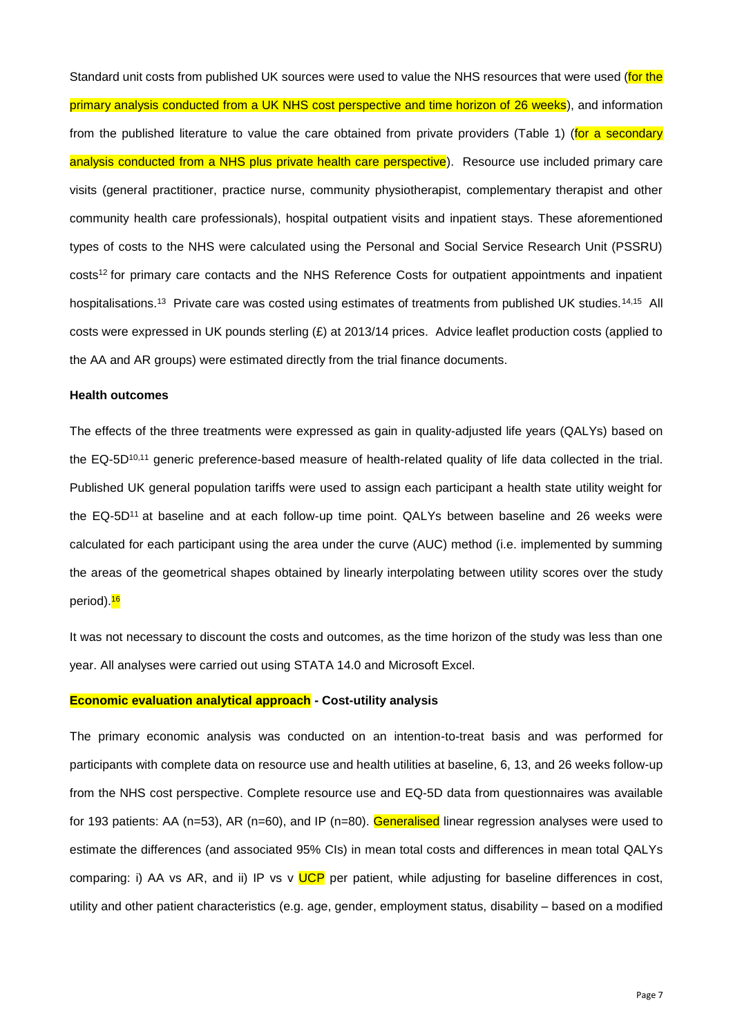Standard unit costs from published UK sources were used to value the NHS resources that were used (for the primary analysis conducted from a UK NHS cost perspective and time horizon of 26 weeks), and information from the published literature to value the care obtained from private providers (Table 1) (for a secondary analysis conducted from a NHS plus private health care perspective). Resource use included primary care visits (general practitioner, practice nurse, community physiotherapist, complementary therapist and other community health care professionals), hospital outpatient visits and inpatient stays. These aforementioned types of costs to the NHS were calculated using the Personal and Social Service Research Unit (PSSRU) costs[12] for primary care contacts and the NHS Reference Costs for outpatient appointments and inpatient hospitalisations.[13] Private care was costed using estimates of treatments from published UK studies.[14,15] All costs were expressed in UK pounds sterling (£) at 2013/14 prices. Advice leaflet production costs (applied to the AA and AR groups) were estimated directly from the trial finance documents.

**Health outcomes**

The effects of the three treatments were expressed as gain in quality-adjusted life years (QALYs) based on the EQ-5D[10,11] generic preference-based measure of health-related quality of life data collected in the trial. Published UK general population tariffs were used to assign each participant a health state utility weight for the EQ-5D[11] at baseline and at each follow-up time point. QALYs between baseline and 26 weeks were calculated for each participant using the area under the curve (AUC) method (i.e. implemented by summing the areas of the geometrical shapes obtained by linearly interpolating between utility scores over the study period).[16]

It was not necessary to discount the costs and outcomes, as the time horizon of the study was less than one year. All analyses were carried out using STATA 14.0 and Microsoft Excel.

**Economic evaluation analytical approach - Cost-utility analysis**

The primary economic analysis was conducted on an intention-to-treat basis and was performed for participants with complete data on resource use and health utilities at baseline, 6, 13, and 26 weeks follow-up from the NHS cost perspective. Complete resource use and EQ-5D data from questionnaires was available for 193 patients: AA (n=53), AR (n=60), and IP (n=80). Generalised linear regression analyses were used to estimate the differences (and associated 95% CIs) in mean total costs and differences in mean total QALYs comparing: i) AA vs AR, and ii) IP vs v UCP per patient, while adjusting for baseline differences in cost, utility and other patient characteristics (e.g. age, gender, employment status, disability – based on a modified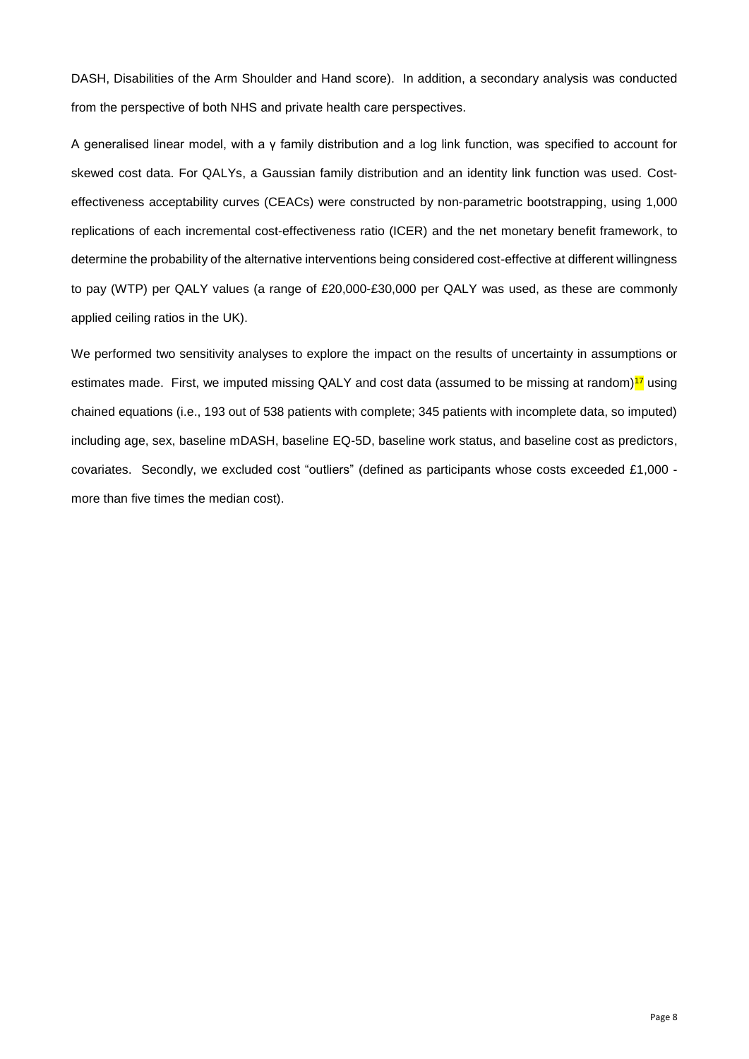DASH, Disabilities of the Arm Shoulder and Hand score). In addition, a secondary analysis was conducted from the perspective of both NHS and private health care perspectives.

A generalised linear model, with a γ family distribution and a log link function, was specified to account for skewed cost data. For QALYs, a Gaussian family distribution and an identity link function was used. Cost-effectiveness acceptability curves (CEACs) were constructed by non-parametric bootstrapping, using 1,000 replications of each incremental cost-effectiveness ratio (ICER) and the net monetary benefit framework, to determine the probability of the alternative interventions being considered cost-effective at different willingness to pay (WTP) per QALY values (a range of £20,000-£30,000 per QALY was used, as these are commonly applied ceiling ratios in the UK).

We performed two sensitivity analyses to explore the impact on the results of uncertainty in assumptions or estimates made. First, we imputed missing QALY and cost data (assumed to be missing at random)[17] using chained equations (i.e., 193 out of 538 patients with complete; 345 patients with incomplete data, so imputed) including age, sex, baseline mDASH, baseline EQ-5D, baseline work status, and baseline cost as predictors, covariates. Secondly, we excluded cost "outliers" (defined as participants whose costs exceeded £1,000 - more than five times the median cost).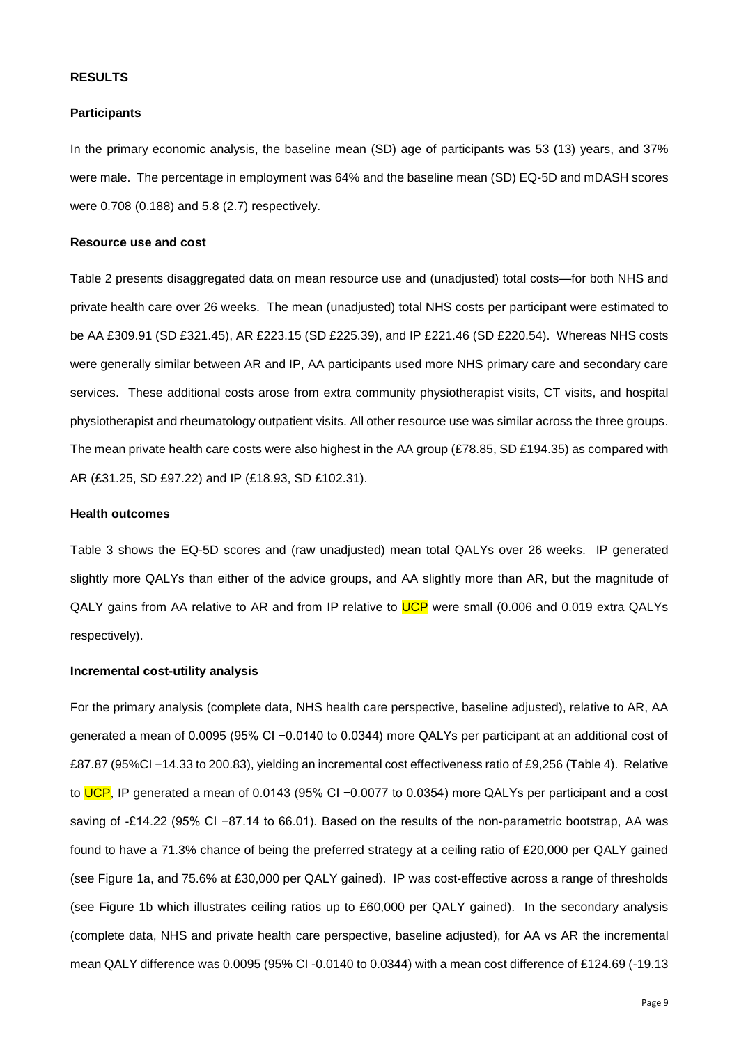## RESULTS

### Participants

In the primary economic analysis, the baseline mean (SD) age of participants was 53 (13) years, and 37% were male. The percentage in employment was 64% and the baseline mean (SD) EQ-5D and mDASH scores were 0.708 (0.188) and 5.8 (2.7) respectively.

### Resource use and cost

Table 2 presents disaggregated data on mean resource use and (unadjusted) total costs—for both NHS and private health care over 26 weeks. The mean (unadjusted) total NHS costs per participant were estimated to be AA £309.91 (SD £321.45), AR £223.15 (SD £225.39), and IP £221.46 (SD £220.54). Whereas NHS costs were generally similar between AR and IP, AA participants used more NHS primary care and secondary care services. These additional costs arose from extra community physiotherapist visits, CT visits, and hospital physiotherapist and rheumatology outpatient visits. All other resource use was similar across the three groups. The mean private health care costs were also highest in the AA group (£78.85, SD £194.35) as compared with AR (£31.25, SD £97.22) and IP (£18.93, SD £102.31).

### Health outcomes

Table 3 shows the EQ-5D scores and (raw unadjusted) mean total QALYs over 26 weeks. IP generated slightly more QALYs than either of the advice groups, and AA slightly more than AR, but the magnitude of QALY gains from AA relative to AR and from IP relative to UCP were small (0.006 and 0.019 extra QALYs respectively).

### Incremental cost-utility analysis

For the primary analysis (complete data, NHS health care perspective, baseline adjusted), relative to AR, AA generated a mean of 0.0095 (95% CI −0.0140 to 0.0344) more QALYs per participant at an additional cost of £87.87 (95%CI −14.33 to 200.83), yielding an incremental cost effectiveness ratio of £9,256 (Table 4). Relative to UCP, IP generated a mean of 0.0143 (95% CI −0.0077 to 0.0354) more QALYs per participant and a cost saving of -£14.22 (95% CI −87.14 to 66.01). Based on the results of the non-parametric bootstrap, AA was found to have a 71.3% chance of being the preferred strategy at a ceiling ratio of £20,000 per QALY gained (see Figure 1a, and 75.6% at £30,000 per QALY gained). IP was cost-effective across a range of thresholds (see Figure 1b which illustrates ceiling ratios up to £60,000 per QALY gained). In the secondary analysis (complete data, NHS and private health care perspective, baseline adjusted), for AA vs AR the incremental mean QALY difference was 0.0095 (95% CI -0.0140 to 0.0344) with a mean cost difference of £124.69 (-19.13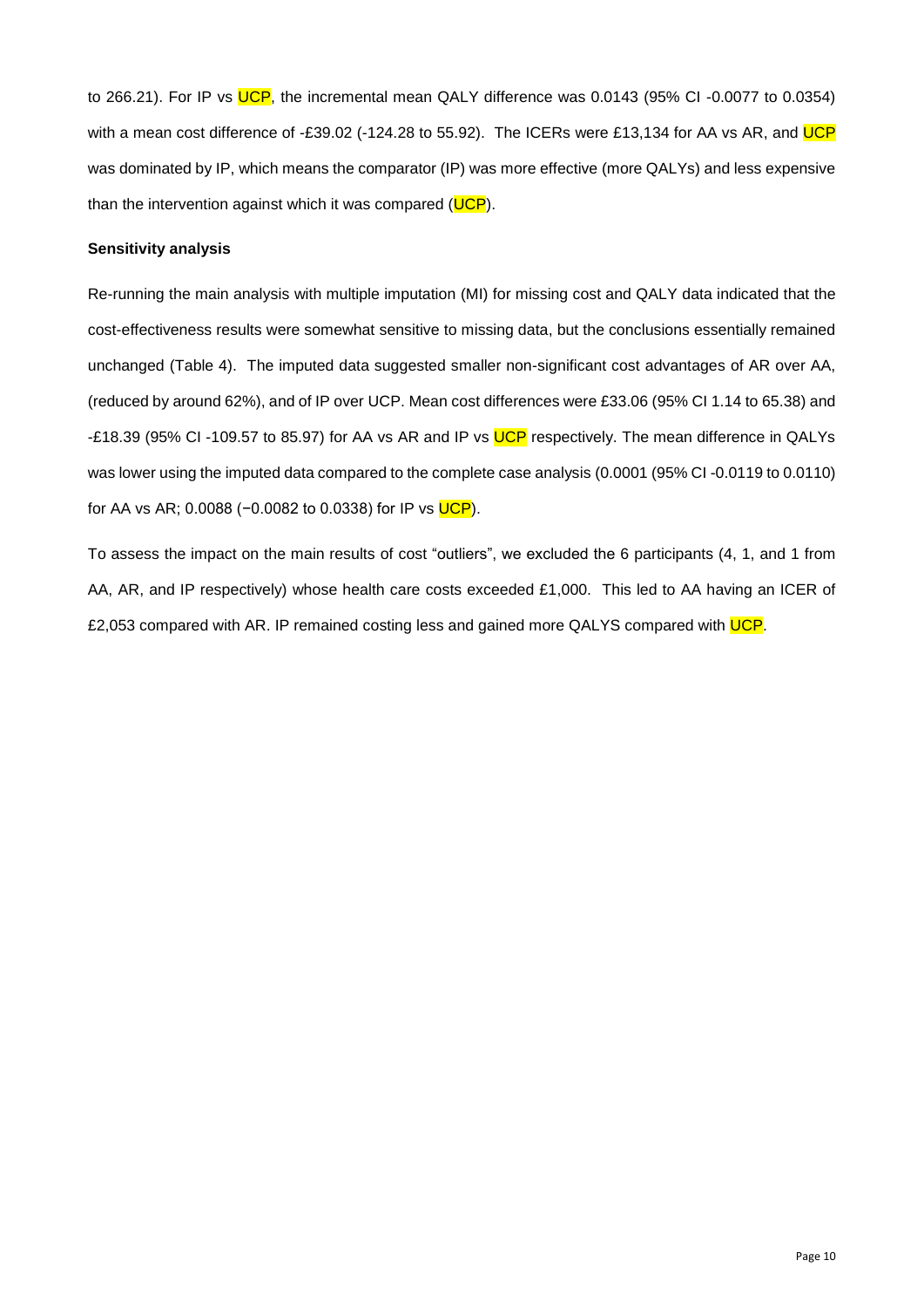to 266.21). For IP vs UCP, the incremental mean QALY difference was 0.0143 (95% CI -0.0077 to 0.0354) with a mean cost difference of -£39.02 (-124.28 to 55.92). The ICERs were £13,134 for AA vs AR, and UCP was dominated by IP, which means the comparator (IP) was more effective (more QALYs) and less expensive than the intervention against which it was compared (UCP).

**Sensitivity analysis**

Re-running the main analysis with multiple imputation (MI) for missing cost and QALY data indicated that the cost-effectiveness results were somewhat sensitive to missing data, but the conclusions essentially remained unchanged (Table 4). The imputed data suggested smaller non-significant cost advantages of AR over AA, (reduced by around 62%), and of IP over UCP. Mean cost differences were £33.06 (95% CI 1.14 to 65.38) and -£18.39 (95% CI -109.57 to 85.97) for AA vs AR and IP vs UCP respectively. The mean difference in QALYs was lower using the imputed data compared to the complete case analysis (0.0001 (95% CI -0.0119 to 0.0110) for AA vs AR; 0.0088 (−0.0082 to 0.0338) for IP vs UCP).

To assess the impact on the main results of cost "outliers", we excluded the 6 participants (4, 1, and 1 from AA, AR, and IP respectively) whose health care costs exceeded £1,000. This led to AA having an ICER of £2,053 compared with AR. IP remained costing less and gained more QALYS compared with UCP.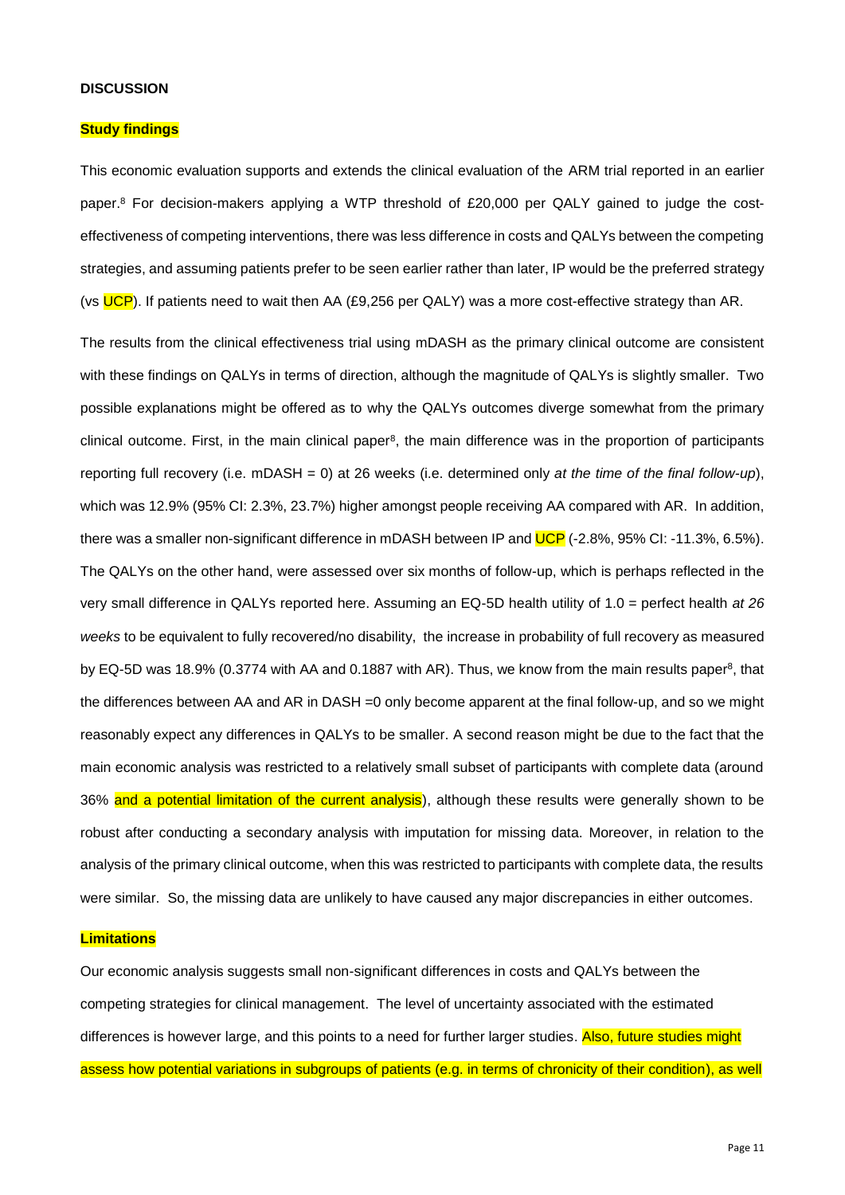## DISCUSSION

### Study findings

This economic evaluation supports and extends the clinical evaluation of the ARM trial reported in an earlier paper.[8] For decision-makers applying a WTP threshold of £20,000 per QALY gained to judge the cost-effectiveness of competing interventions, there was less difference in costs and QALYs between the competing strategies, and assuming patients prefer to be seen earlier rather than later, IP would be the preferred strategy (vs UCP). If patients need to wait then AA (£9,256 per QALY) was a more cost-effective strategy than AR.

The results from the clinical effectiveness trial using mDASH as the primary clinical outcome are consistent with these findings on QALYs in terms of direction, although the magnitude of QALYs is slightly smaller. Two possible explanations might be offered as to why the QALYs outcomes diverge somewhat from the primary clinical outcome. First, in the main clinical paper[8], the main difference was in the proportion of participants reporting full recovery (i.e. mDASH = 0) at 26 weeks (i.e. determined only *at the time of the final follow-up*), which was 12.9% (95% CI: 2.3%, 23.7%) higher amongst people receiving AA compared with AR. In addition, there was a smaller non-significant difference in mDASH between IP and UCP (-2.8%, 95% CI: -11.3%, 6.5%). The QALYs on the other hand, were assessed over six months of follow-up, which is perhaps reflected in the very small difference in QALYs reported here. Assuming an EQ-5D health utility of 1.0 = perfect health *at 26 weeks* to be equivalent to fully recovered/no disability, the increase in probability of full recovery as measured by EQ-5D was 18.9% (0.3774 with AA and 0.1887 with AR). Thus, we know from the main results paper[8], that the differences between AA and AR in DASH =0 only become apparent at the final follow-up, and so we might reasonably expect any differences in QALYs to be smaller. A second reason might be due to the fact that the main economic analysis was restricted to a relatively small subset of participants with complete data (around 36% and a potential limitation of the current analysis), although these results were generally shown to be robust after conducting a secondary analysis with imputation for missing data. Moreover, in relation to the analysis of the primary clinical outcome, when this was restricted to participants with complete data, the results were similar. So, the missing data are unlikely to have caused any major discrepancies in either outcomes.

### Limitations

Our economic analysis suggests small non-significant differences in costs and QALYs between the competing strategies for clinical management. The level of uncertainty associated with the estimated differences is however large, and this points to a need for further larger studies. Also, future studies might assess how potential variations in subgroups of patients (e.g. in terms of chronicity of their condition), as well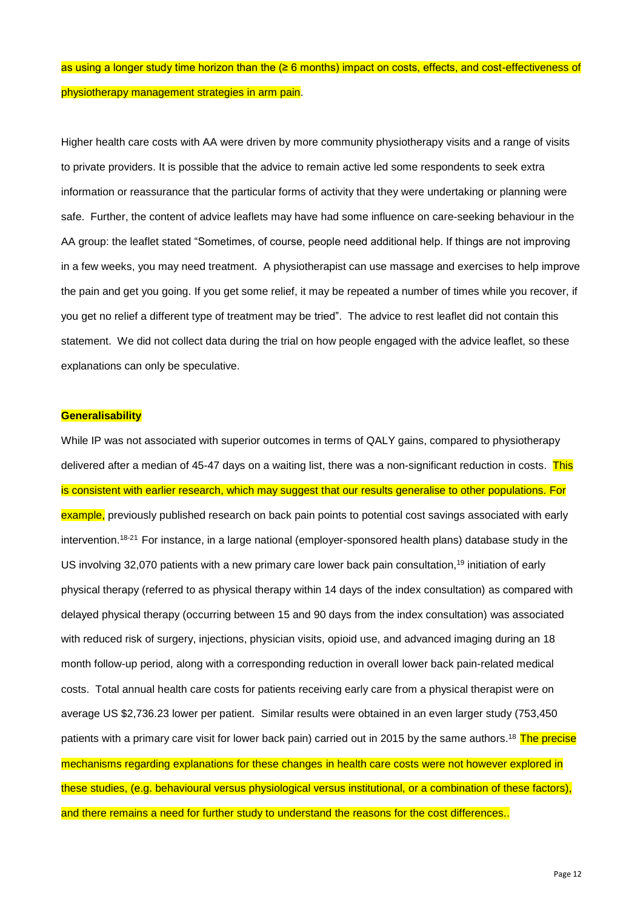as using a longer study time horizon than the (≥ 6 months) impact on costs, effects, and cost-effectiveness of physiotherapy management strategies in arm pain.

Higher health care costs with AA were driven by more community physiotherapy visits and a range of visits to private providers. It is possible that the advice to remain active led some respondents to seek extra information or reassurance that the particular forms of activity that they were undertaking or planning were safe. Further, the content of advice leaflets may have had some influence on care-seeking behaviour in the AA group: the leaflet stated "Sometimes, of course, people need additional help. If things are not improving in a few weeks, you may need treatment. A physiotherapist can use massage and exercises to help improve the pain and get you going. If you get some relief, it may be repeated a number of times while you recover, if you get no relief a different type of treatment may be tried". The advice to rest leaflet did not contain this statement. We did not collect data during the trial on how people engaged with the advice leaflet, so these explanations can only be speculative.

**Generalisability**

While IP was not associated with superior outcomes in terms of QALY gains, compared to physiotherapy delivered after a median of 45-47 days on a waiting list, there was a non-significant reduction in costs. This is consistent with earlier research, which may suggest that our results generalise to other populations. For example, previously published research on back pain points to potential cost savings associated with early intervention.[18-21] For instance, in a large national (employer-sponsored health plans) database study in the US involving 32,070 patients with a new primary care lower back pain consultation,[19] initiation of early physical therapy (referred to as physical therapy within 14 days of the index consultation) as compared with delayed physical therapy (occurring between 15 and 90 days from the index consultation) was associated with reduced risk of surgery, injections, physician visits, opioid use, and advanced imaging during an 18 month follow-up period, along with a corresponding reduction in overall lower back pain-related medical costs. Total annual health care costs for patients receiving early care from a physical therapist were on average US $2,736.23 lower per patient. Similar results were obtained in an even larger study (753,450 patients with a primary care visit for lower back pain) carried out in 2015 by the same authors.[18] The precise mechanisms regarding explanations for these changes in health care costs were not however explored in these studies, (e.g. behavioural versus physiological versus institutional, or a combination of these factors), and there remains a need for further study to understand the reasons for the cost differences..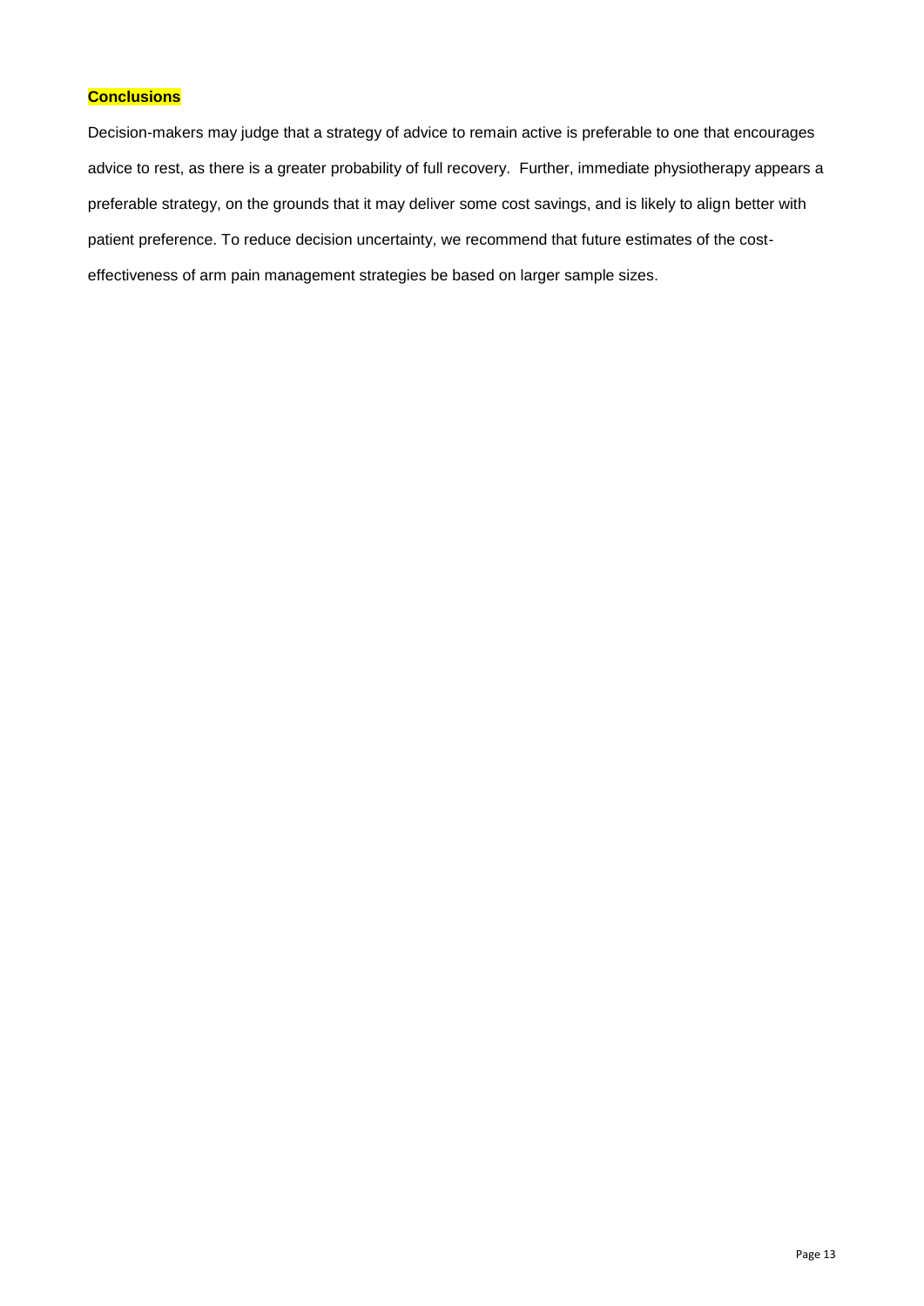## Conclusions

Decision-makers may judge that a strategy of advice to remain active is preferable to one that encourages advice to rest, as there is a greater probability of full recovery. Further, immediate physiotherapy appears a preferable strategy, on the grounds that it may deliver some cost savings, and is likely to align better with patient preference. To reduce decision uncertainty, we recommend that future estimates of the cost-effectiveness of arm pain management strategies be based on larger sample sizes.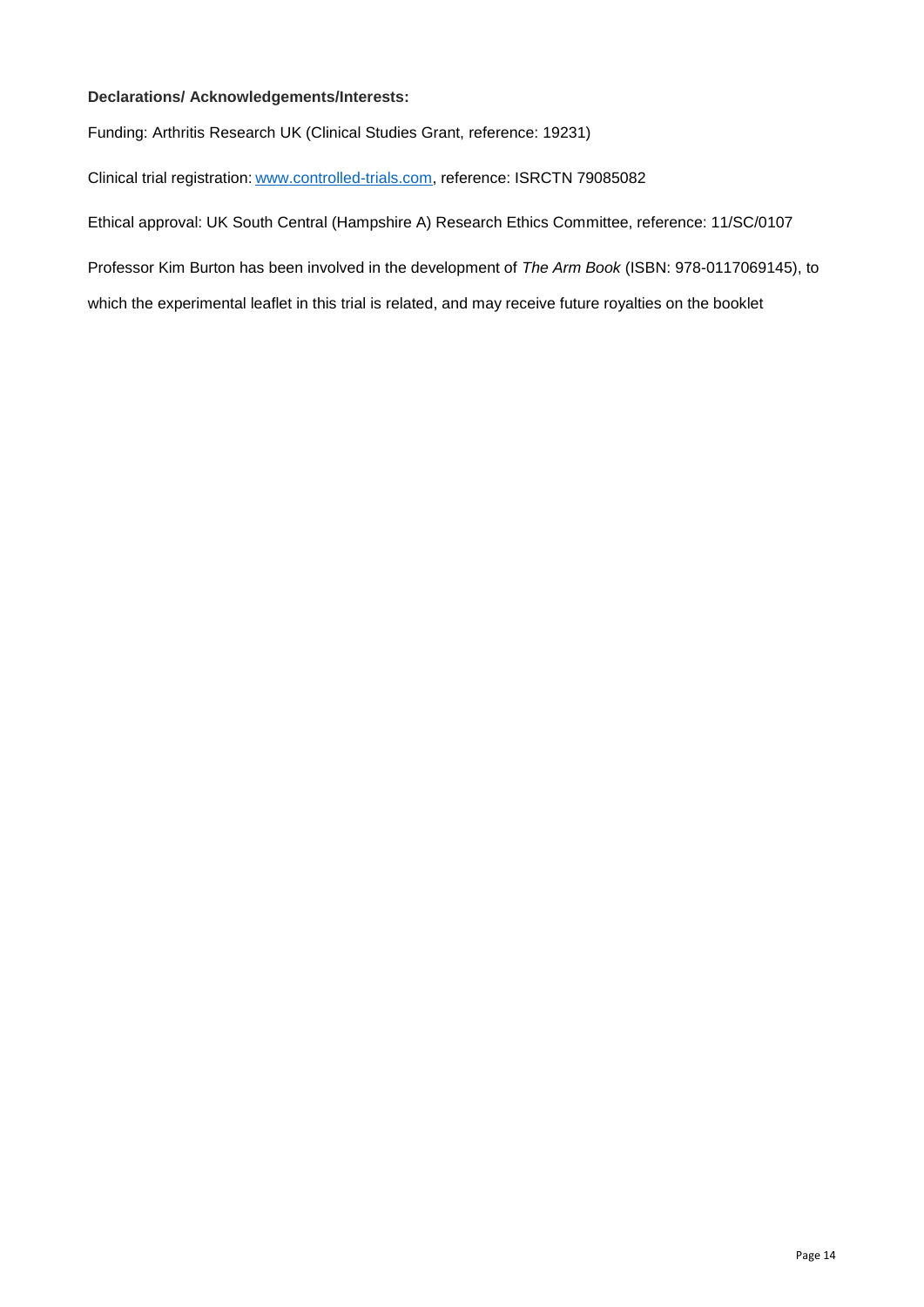**Declarations/ Acknowledgements/Interests:**

Funding: Arthritis Research UK (Clinical Studies Grant, reference: 19231)

Clinical trial registration: www.controlled-trials.com, reference: ISRCTN 79085082

Ethical approval: UK South Central (Hampshire A) Research Ethics Committee, reference: 11/SC/0107

Professor Kim Burton has been involved in the development of *The Arm Book* (ISBN: 978-0117069145), to which the experimental leaflet in this trial is related, and may receive future royalties on the booklet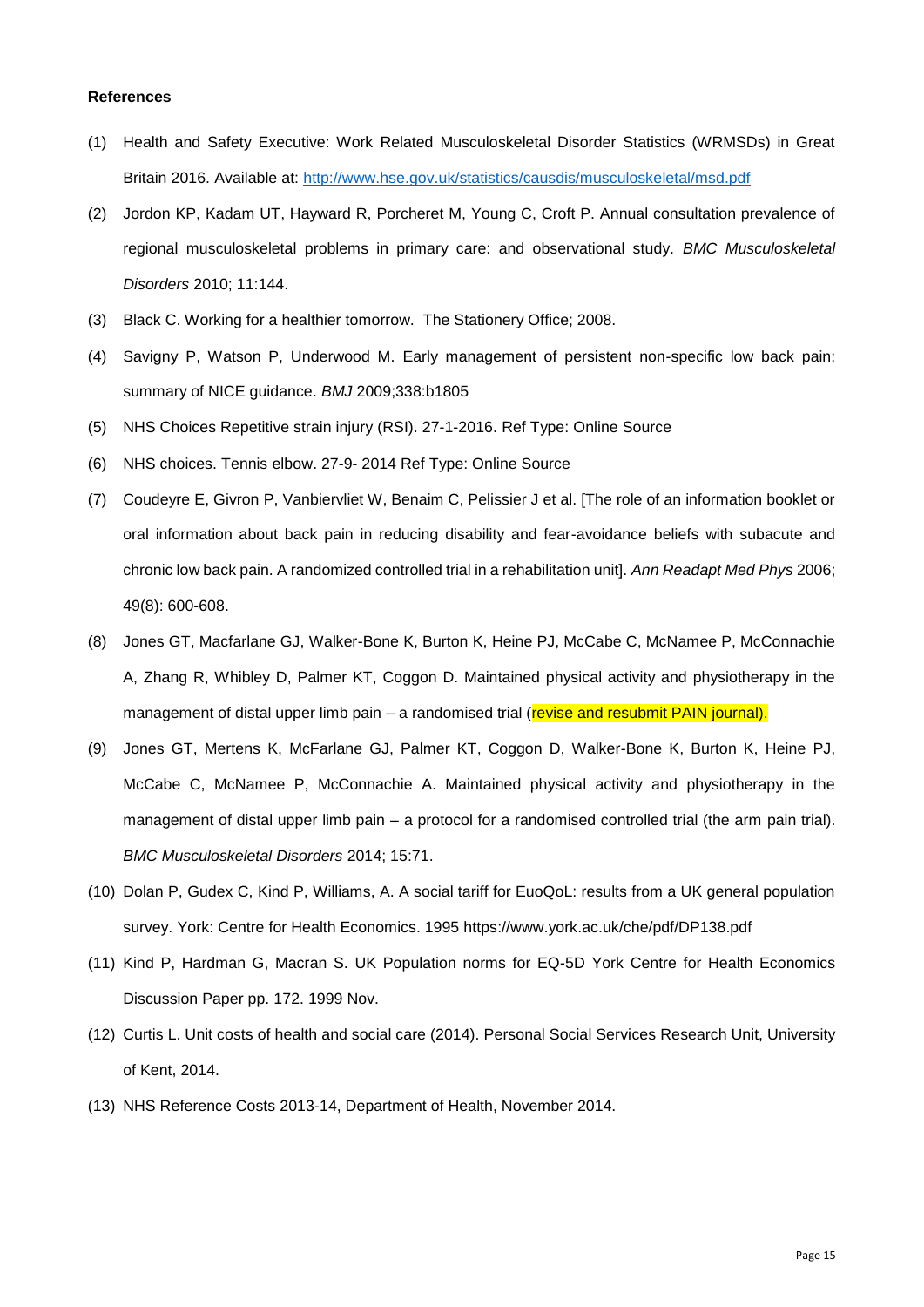**References**

(1) Health and Safety Executive: Work Related Musculoskeletal Disorder Statistics (WRMSDs) in Great Britain 2016. Available at: http://www.hse.gov.uk/statistics/causdis/musculoskeletal/msd.pdf

(2) Jordon KP, Kadam UT, Hayward R, Porcheret M, Young C, Croft P. Annual consultation prevalence of regional musculoskeletal problems in primary care: and observational study. *BMC Musculoskeletal Disorders* 2010; 11:144.

(3) Black C. Working for a healthier tomorrow. The Stationery Office; 2008.

(4) Savigny P, Watson P, Underwood M. Early management of persistent non-specific low back pain: summary of NICE guidance. *BMJ* 2009;338:b1805

(5) NHS Choices Repetitive strain injury (RSI). 27-1-2016. Ref Type: Online Source

(6) NHS choices. Tennis elbow. 27-9- 2014 Ref Type: Online Source

(7) Coudeyre E, Givron P, Vanbiervliet W, Benaim C, Pelissier J et al. [The role of an information booklet or oral information about back pain in reducing disability and fear-avoidance beliefs with subacute and chronic low back pain. A randomized controlled trial in a rehabilitation unit]. *Ann Readapt Med Phys* 2006; 49(8): 600-608.

(8) Jones GT, Macfarlane GJ, Walker-Bone K, Burton K, Heine PJ, McCabe C, McNamee P, McConnachie A, Zhang R, Whibley D, Palmer KT, Coggon D. Maintained physical activity and physiotherapy in the management of distal upper limb pain – a randomised trial (revise and resubmit PAIN journal).

(9) Jones GT, Mertens K, McFarlane GJ, Palmer KT, Coggon D, Walker-Bone K, Burton K, Heine PJ, McCabe C, McNamee P, McConnachie A. Maintained physical activity and physiotherapy in the management of distal upper limb pain – a protocol for a randomised controlled trial (the arm pain trial). *BMC Musculoskeletal Disorders* 2014; 15:71.

(10) Dolan P, Gudex C, Kind P, Williams, A. A social tariff for EuoQoL: results from a UK general population survey. York: Centre for Health Economics. 1995 https://www.york.ac.uk/che/pdf/DP138.pdf

(11) Kind P, Hardman G, Macran S. UK Population norms for EQ-5D York Centre for Health Economics Discussion Paper pp. 172. 1999 Nov.

(12) Curtis L. Unit costs of health and social care (2014). Personal Social Services Research Unit, University of Kent, 2014.

(13) NHS Reference Costs 2013-14, Department of Health, November 2014.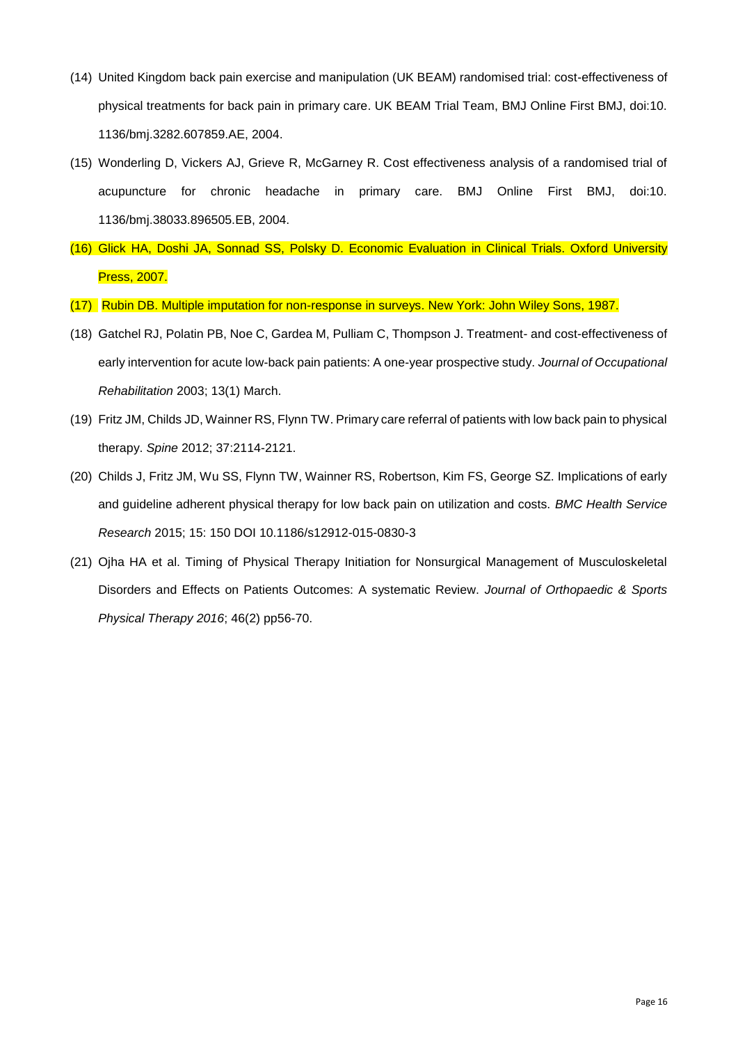(14) United Kingdom back pain exercise and manipulation (UK BEAM) randomised trial: cost-effectiveness of physical treatments for back pain in primary care. UK BEAM Trial Team, BMJ Online First BMJ, doi:10. 1136/bmj.3282.607859.AE, 2004.

(15) Wonderling D, Vickers AJ, Grieve R, McGarney R. Cost effectiveness analysis of a randomised trial of acupuncture for chronic headache in primary care. BMJ Online First BMJ, doi:10. 1136/bmj.38033.896505.EB, 2004.

(16) Glick HA, Doshi JA, Sonnad SS, Polsky D. Economic Evaluation in Clinical Trials. Oxford University Press, 2007.

(17) Rubin DB. Multiple imputation for non-response in surveys. New York: John Wiley Sons, 1987.

(18) Gatchel RJ, Polatin PB, Noe C, Gardea M, Pulliam C, Thompson J. Treatment- and cost-effectiveness of early intervention for acute low-back pain patients: A one-year prospective study. *Journal of Occupational Rehabilitation* 2003; 13(1) March.

(19) Fritz JM, Childs JD, Wainner RS, Flynn TW. Primary care referral of patients with low back pain to physical therapy. *Spine* 2012; 37:2114-2121.

(20) Childs J, Fritz JM, Wu SS, Flynn TW, Wainner RS, Robertson, Kim FS, George SZ. Implications of early and guideline adherent physical therapy for low back pain on utilization and costs. *BMC Health Service Research* 2015; 15: 150 DOI 10.1186/s12912-015-0830-3

(21) Ojha HA et al. Timing of Physical Therapy Initiation for Nonsurgical Management of Musculoskeletal Disorders and Effects on Patients Outcomes: A systematic Review. *Journal of Orthopaedic & Sports Physical Therapy 2016*; 46(2) pp56-70.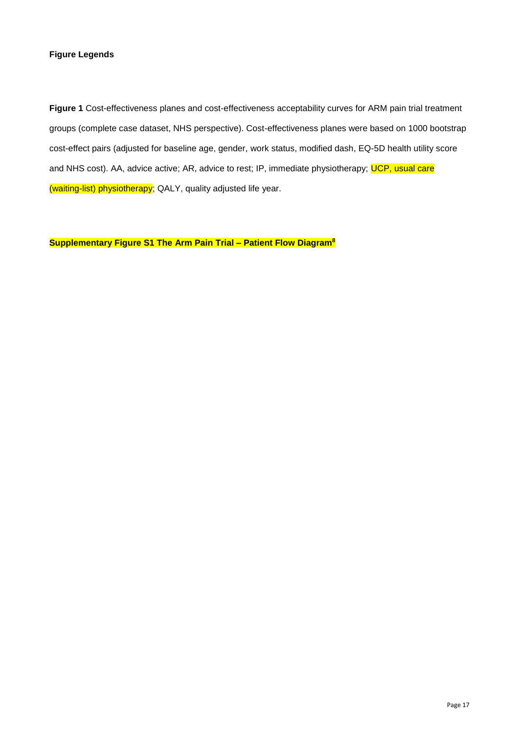**Figure Legends**

**Figure 1** Cost-effectiveness planes and cost-effectiveness acceptability curves for ARM pain trial treatment groups (complete case dataset, NHS perspective). Cost-effectiveness planes were based on 1000 bootstrap cost-effect pairs (adjusted for baseline age, gender, work status, modified dash, EQ-5D health utility score and NHS cost). AA, advice active; AR, advice to rest; IP, immediate physiotherapy; UCP, usual care (waiting-list) physiotherapy; QALY, quality adjusted life year.

**Supplementary Figure S1 The Arm Pain Trial – Patient Flow Diagram[8]**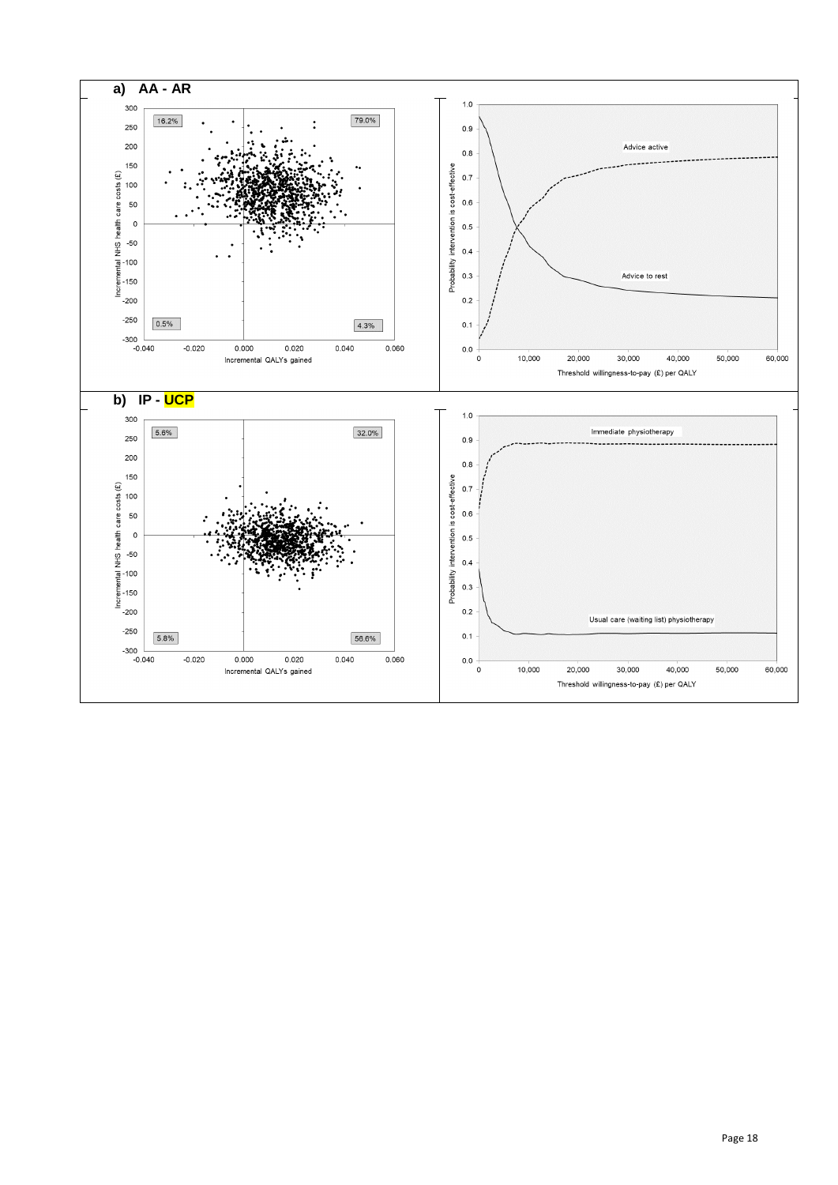**a) AA - AR**

**b) IP - UCP**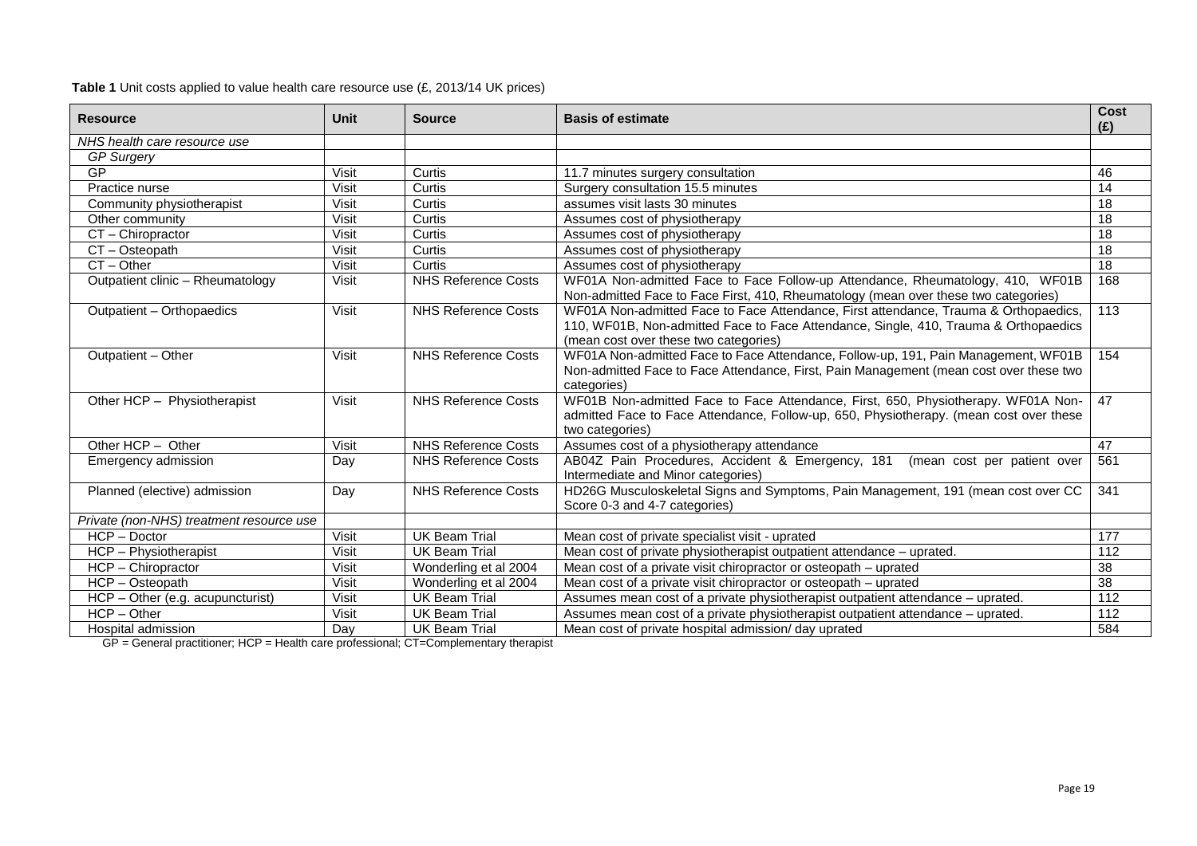**Table 1** Unit costs applied to value health care resource use (£, 2013/14 UK prices)

| Resource | Unit | Source | Basis of estimate | Cost (£) |
|---|---|---|---|---|
| *NHS health care resource use* | | | | |
| *GP Surgery* | | | | |
| GP | Visit | Curtis | 11.7 minutes surgery consultation | 46 |
| Practice nurse | Visit | Curtis | Surgery consultation 15.5 minutes | 14 |
| Community physiotherapist | Visit | Curtis | assumes visit lasts 30 minutes | 18 |
| Other community | Visit | Curtis | Assumes cost of physiotherapy | 18 |
| CT – Chiropractor | Visit | Curtis | Assumes cost of physiotherapy | 18 |
| CT – Osteopath | Visit | Curtis | Assumes cost of physiotherapy | 18 |
| CT – Other | Visit | Curtis | Assumes cost of physiotherapy | 18 |
| Outpatient clinic – Rheumatology | Visit | NHS Reference Costs | WF01A Non-admitted Face to Face Follow-up Attendance, Rheumatology, 410, WF01B Non-admitted Face to Face First, 410, Rheumatology (mean over these two categories) | 168 |
| Outpatient – Orthopaedics | Visit | NHS Reference Costs | WF01A Non-admitted Face to Face Attendance, First attendance, Trauma & Orthopaedics, 110, WF01B, Non-admitted Face to Face Attendance, Single, 410, Trauma & Orthopaedics (mean cost over these two categories) | 113 |
| Outpatient – Other | Visit | NHS Reference Costs | WF01A Non-admitted Face to Face Attendance, Follow-up, 191, Pain Management, WF01B Non-admitted Face to Face Attendance, First, Pain Management (mean cost over these two categories) | 154 |
| Other HCP – Physiotherapist | Visit | NHS Reference Costs | WF01B Non-admitted Face to Face Attendance, First, 650, Physiotherapy. WF01A Non-admitted Face to Face Attendance, Follow-up, 650, Physiotherapy. (mean cost over these two categories) | 47 |
| Other HCP – Other | Visit | NHS Reference Costs | Assumes cost of a physiotherapy attendance | 47 |
| Emergency admission | Day | NHS Reference Costs | AB04Z Pain Procedures, Accident & Emergency, 181 (mean cost per patient over Intermediate and Minor categories) | 561 |
| Planned (elective) admission | Day | NHS Reference Costs | HD26G Musculoskeletal Signs and Symptoms, Pain Management, 191 (mean cost over CC Score 0-3 and 4-7 categories) | 341 |
| *Private (non-NHS) treatment resource use* | | | | |
| HCP – Doctor | Visit | UK Beam Trial | Mean cost of private specialist visit - uprated | 177 |
| HCP – Physiotherapist | Visit | UK Beam Trial | Mean cost of private physiotherapist outpatient attendance – uprated. | 112 |
| HCP – Chiropractor | Visit | Wonderling et al 2004 | Mean cost of a private visit chiropractor or osteopath – uprated | 38 |
| HCP – Osteopath | Visit | Wonderling et al 2004 | Mean cost of a private visit chiropractor or osteopath – uprated | 38 |
| HCP – Other (e.g. acupuncturist) | Visit | UK Beam Trial | Assumes mean cost of a private physiotherapist outpatient attendance – uprated. | 112 |
| HCP – Other | Visit | UK Beam Trial | Assumes mean cost of a private physiotherapist outpatient attendance – uprated. | 112 |
| Hospital admission | Day | UK Beam Trial | Mean cost of private hospital admission/ day uprated | 584 |

GP = General practitioner; HCP = Health care professional; CT=Complementary therapist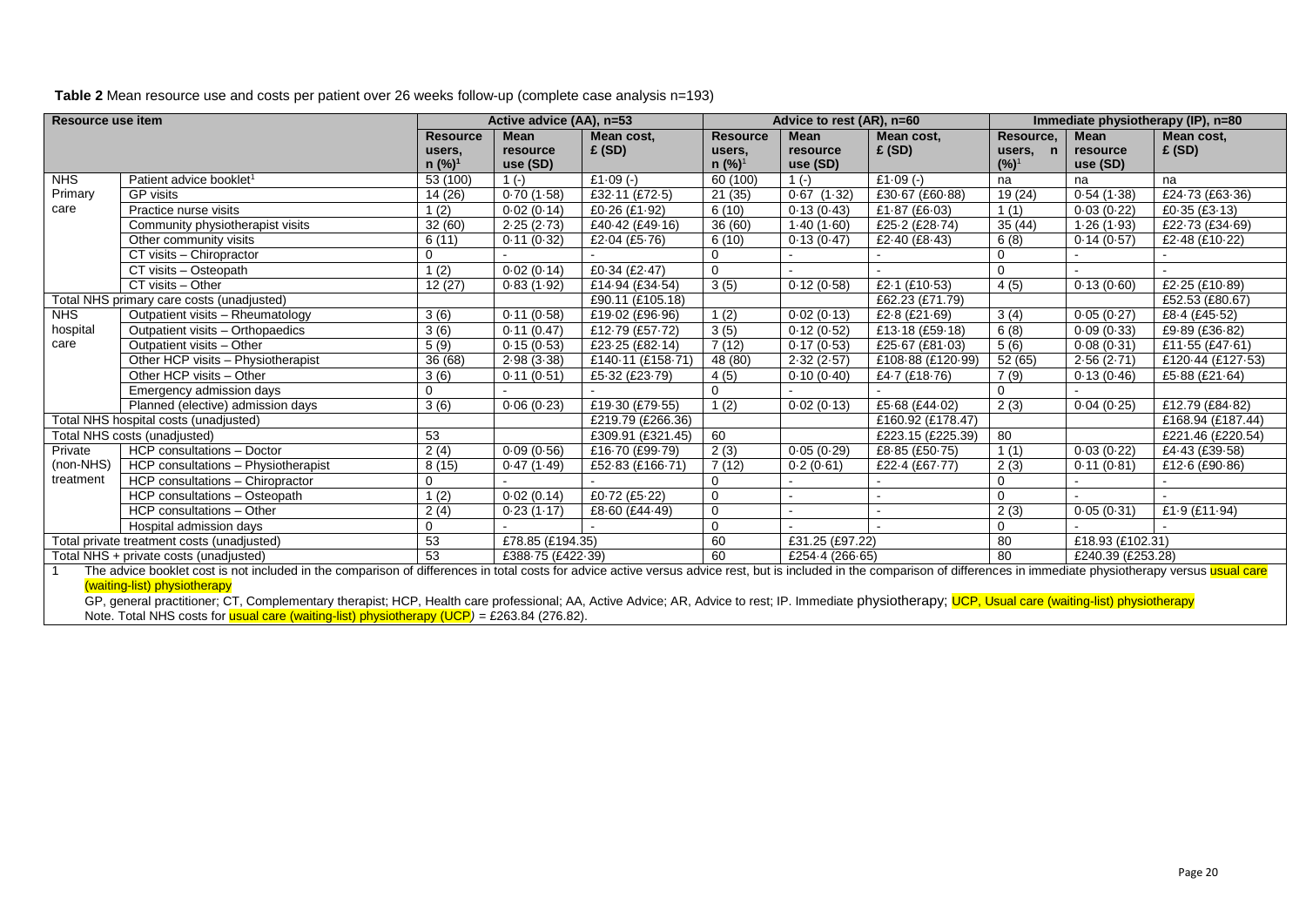**Table 2** Mean resource use and costs per patient over 26 weeks follow-up (complete case analysis n=193)

| Resource use item | | Active advice (AA), n=53 | | | Advice to rest (AR), n=60 | | | Immediate physiotherapy (IP), n=80 | | |
|---|---|---|---|---|---|---|---|---|---|---|
| | | Resource users, n (%)[1] | Mean resource use (SD) | Mean cost, £ (SD) | Resource users, n (%)[1] | Mean resource use (SD) | Mean cost, £ (SD) | Resource, users, n (%)[1] | Mean resource use (SD) | Mean cost, £ (SD) |
| NHS Primary care | Patient advice booklet[1] | 53 (100) | 1 (-) | £1·09 (-) | 60 (100) | 1 (-) | £1·09 (-) | na | na | na |
| | GP visits | 14 (26) | 0·70 (1·58) | £32·11 (£72·5) | 21 (35) | 0·67 (1·32) | £30·67 (£60·88) | 19 (24) | 0·54 (1·38) | £24·73 (£63·36) |
| | Practice nurse visits | 1 (2) | 0·02 (0·14) | £0·26 (£1·92) | 6 (10) | 0·13 (0·43) | £1·87 (£6·03) | 1 (1) | 0·03 (0·22) | £0·35 (£3·13) |
| | Community physiotherapist visits | 32 (60) | 2·25 (2·73) | £40·42 (£49·16) | 36 (60) | 1·40 (1·60) | £25·2 (£28·74) | 35 (44) | 1·26 (1·93) | £22·73 (£34·69) |
| | Other community visits | 6 (11) | 0·11 (0·32) | £2·04 (£5·76) | 6 (10) | 0·13 (0·47) | £2·40 (£8·43) | 6 (8) | 0·14 (0·57) | £2·48 (£10·22) |
| | CT visits – Chiropractor | 0 | - | - | 0 | - | - | 0 | - | - |
| | CT visits – Osteopath | 1 (2) | 0·02 (0·14) | £0·34 (£2·47) | 0 | - | - | 0 | - | - |
| | CT visits – Other | 12 (27) | 0·83 (1·92) | £14·94 (£34·54) | 3 (5) | 0·12 (0·58) | £2·1 (£10·53) | 4 (5) | 0·13 (0·60) | £2·25 (£10·89) |
| Total NHS primary care costs (unadjusted) | | | | £90.11 (£105.18) | | | £62.23 (£71.79) | | | £52.53 (£80.67) |
| NHS hospital care | Outpatient visits – Rheumatology | 3 (6) | 0·11 (0·58) | £19·02 (£96·96) | 1 (2) | 0·02 (0·13) | £2·8 (£21·69) | 3 (4) | 0·05 (0·27) | £8·4 (£45·52) |
| | Outpatient visits – Orthopaedics | 3 (6) | 0·11 (0.47) | £12·79 (£57·72) | 3 (5) | 0·12 (0·52) | £13·18 (£59·18) | 6 (8) | 0·09 (0·33) | £9·89 (£36·82) |
| | Outpatient visits – Other | 5 (9) | 0·15 (0·53) | £23·25 (£82·14) | 7 (12) | 0·17 (0·53) | £25·67 (£81·03) | 5 (6) | 0·08 (0·31) | £11·55 (£47·61) |
| | Other HCP visits – Physiotherapist | 36 (68) | 2·98 (3·38) | £140·11 (£158·71) | 48 (80) | 2·32 (2·57) | £108·88 (£120·99) | 52 (65) | 2·56 (2·71) | £120·44 (£127·53) |
| | Other HCP visits – Other | 3 (6) | 0·11 (0·51) | £5·32 (£23·79) | 4 (5) | 0·10 (0·40) | £4·7 (£18·76) | 7 (9) | 0·13 (0·46) | £5·88 (£21·64) |
| | Emergency admission days | 0 | | - | 0 | - | - | 0 | - | |
| | Planned (elective) admission days | 3 (6) | 0·06 (0·23) | £19·30 (£79·55) | 1 (2) | 0·02 (0·13) | £5·68 (£44·02) | 2 (3) | 0·04 (0·25) | £12.79 (£84·82) |
| Total NHS hospital costs (unadjusted) | | | | £219.79 (£266.36) | | | £160.92 (£178.47) | | | £168.94 (£187.44) |
| Total NHS costs (unadjusted) | | 53 | | £309.91 (£321.45) | 60 | | £223.15 (£225.39) | 80 | | £221.46 (£220.54) |
| Private (non-NHS) treatment | HCP consultations – Doctor | 2 (4) | 0·09 (0·56) | £16·70 (£99·79) | 2 (3) | 0·05 (0·29) | £8·85 (£50·75) | 1 (1) | 0·03 (0·22) | £4·43 (£39·58) |
| | HCP consultations – Physiotherapist | 8 (15) | 0·47 (1·49) | £52·83 (£166·71) | 7 (12) | 0·2 (0·61) | £22·4 (£67·77) | 2 (3) | 0·11 (0·81) | £12·6 (£90·86) |
| | HCP consultations – Chiropractor | 0 | - | - | 0 | - | - | 0 | - | - |
| | HCP consultations – Osteopath | 1 (2) | 0·02 (0.14) | £0·72 (£5·22) | 0 | - | - | 0 | - | - |
| | HCP consultations – Other | 2 (4) | 0·23 (1·17) | £8·60 (£44·49) | 0 | - | - | 2 (3) | 0·05 (0·31) | £1·9 (£11·94) |
| | Hospital admission days | 0 | - | - | 0 | - | - | 0 | - | - |
| Total private treatment costs (unadjusted) | | 53 | £78.85 (£194.35) | | 60 | £31.25 (£97.22) | | 80 | £18.93 (£102.31) | |
| Total NHS + private costs (unadjusted) | | 53 | £388·75 (£422·39) | | 60 | £254·4 (266·65) | | 80 | £240.39 (£253.28) | |

1 The advice booklet cost is not included in the comparison of differences in total costs for advice active versus advice rest, but is included in the comparison of differences in immediate physiotherapy versus usual care (waiting-list) physiotherapy

GP, general practitioner; CT, Complementary therapist; HCP, Health care professional; AA, Active Advice; AR, Advice to rest; IP. Immediate physiotherapy; UCP, Usual care (waiting-list) physiotherapy

Note. Total NHS costs for usual care (waiting-list) physiotherapy (UCP) = £263.84 (276.82).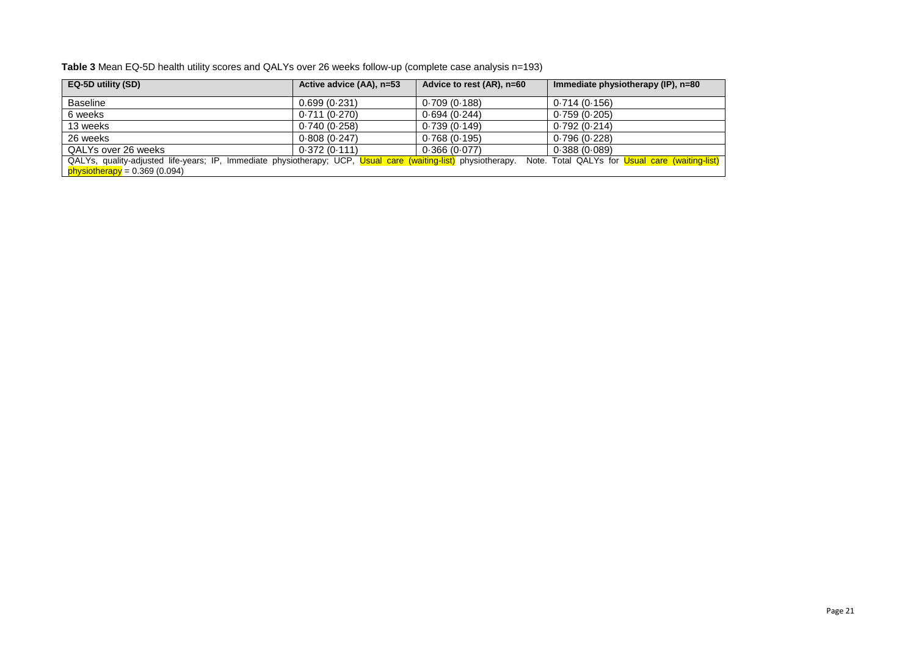**Table 3** Mean EQ-5D health utility scores and QALYs over 26 weeks follow-up (complete case analysis n=193)

| EQ-5D utility (SD) | Active advice (AA), n=53 | Advice to rest (AR), n=60 | Immediate physiotherapy (IP), n=80 |
|---|---|---|---|
| Baseline | 0.699 (0·231) | 0·709 (0·188) | 0·714 (0·156) |
| 6 weeks | 0·711 (0·270) | 0.694 (0·244) | 0·759 (0·205) |
| 13 weeks | 0·740 (0·258) | 0·739 (0·149) | 0·792 (0·214) |
| 26 weeks | 0·808 (0·247) | 0·768 (0·195) | 0·796 (0·228) |
| QALYs over 26 weeks | 0·372 (0·111) | 0.366 (0·077) | 0·388 (0·089) |

QALYs, quality-adjusted life-years; IP, Immediate physiotherapy; UCP, Usual care (waiting-list) physiotherapy. Note. Total QALYs for Usual care (waiting-list) physiotherapy = 0.369 (0.094)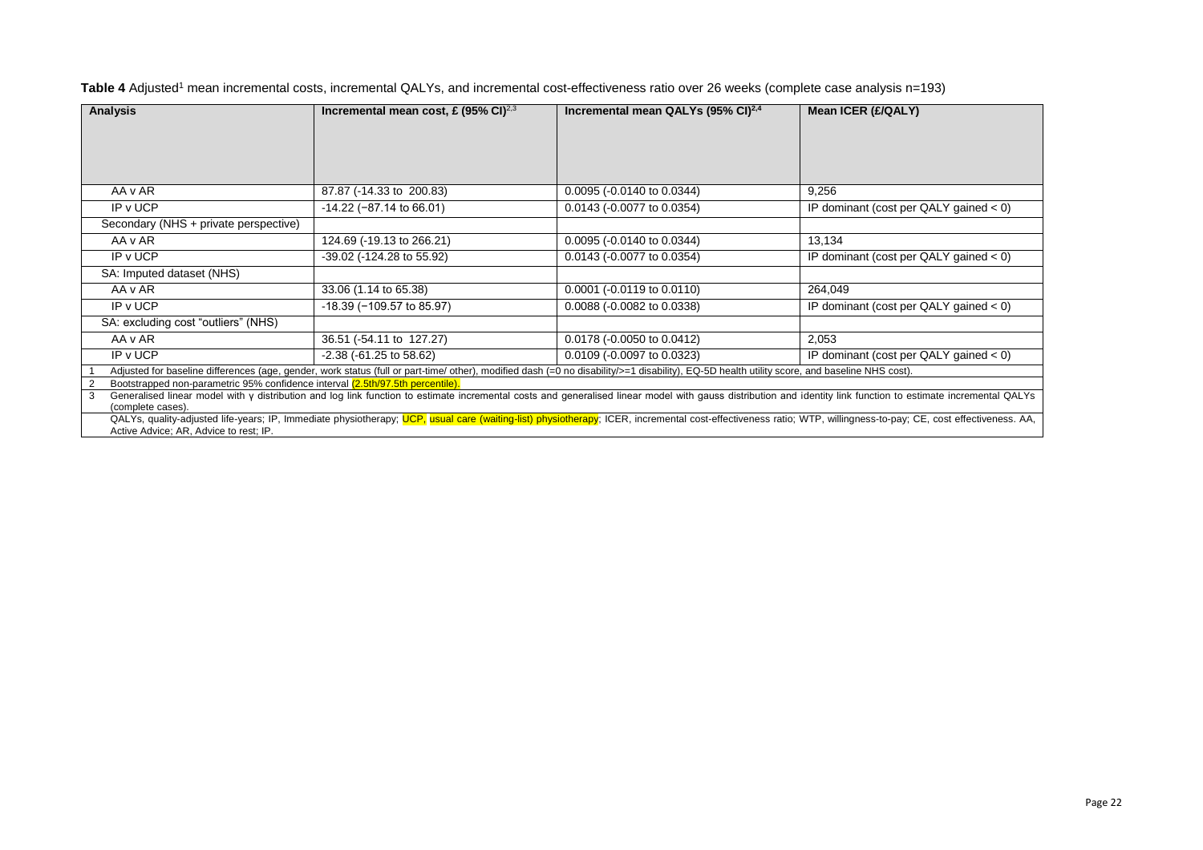**Table 4** Adjusted[1] mean incremental costs, incremental QALYs, and incremental cost-effectiveness ratio over 26 weeks (complete case analysis n=193)

| Analysis | Incremental mean cost, £ (95% CI)[2,3] | Incremental mean QALYs (95% CI)[2,4] | Mean ICER (£/QALY) |
|---|---|---|---|
| AA v AR | 87.87 (-14.33 to 200.83) | 0.0095 (-0.0140 to 0.0344) | 9,256 |
| IP v UCP | -14.22 (−87.14 to 66.01) | 0.0143 (-0.0077 to 0.0354) | IP dominant (cost per QALY gained < 0) |
| Secondary (NHS + private perspective) | | | |
| AA v AR | 124.69 (-19.13 to 266.21) | 0.0095 (-0.0140 to 0.0344) | 13,134 |
| IP v UCP | -39.02 (-124.28 to 55.92) | 0.0143 (-0.0077 to 0.0354) | IP dominant (cost per QALY gained < 0) |
| SA: Imputed dataset (NHS) | | | |
| AA v AR | 33.06 (1.14 to 65.38) | 0.0001 (-0.0119 to 0.0110) | 264,049 |
| IP v UCP | -18.39 (−109.57 to 85.97) | 0.0088 (-0.0082 to 0.0338) | IP dominant (cost per QALY gained < 0) |
| SA: excluding cost "outliers" (NHS) | | | |
| AA v AR | 36.51 (-54.11 to 127.27) | 0.0178 (-0.0050 to 0.0412) | 2,053 |
| IP v UCP | -2.38 (-61.25 to 58.62) | 0.0109 (-0.0097 to 0.0323) | IP dominant (cost per QALY gained < 0) |

1 Adjusted for baseline differences (age, gender, work status (full or part-time/ other), modified dash (=0 no disability/>=1 disability), EQ-5D health utility score, and baseline NHS cost).

2 Bootstrapped non-parametric 95% confidence interval (2.5th/97.5th percentile).

3 Generalised linear model with γ distribution and log link function to estimate incremental costs and generalised linear model with gauss distribution and identity link function to estimate incremental QALYs (complete cases).

QALYs, quality-adjusted life-years; IP, Immediate physiotherapy; UCP, usual care (waiting-list) physiotherapy; ICER, incremental cost-effectiveness ratio; WTP, willingness-to-pay; CE, cost effectiveness. AA, Active Advice; AR, Advice to rest; IP.